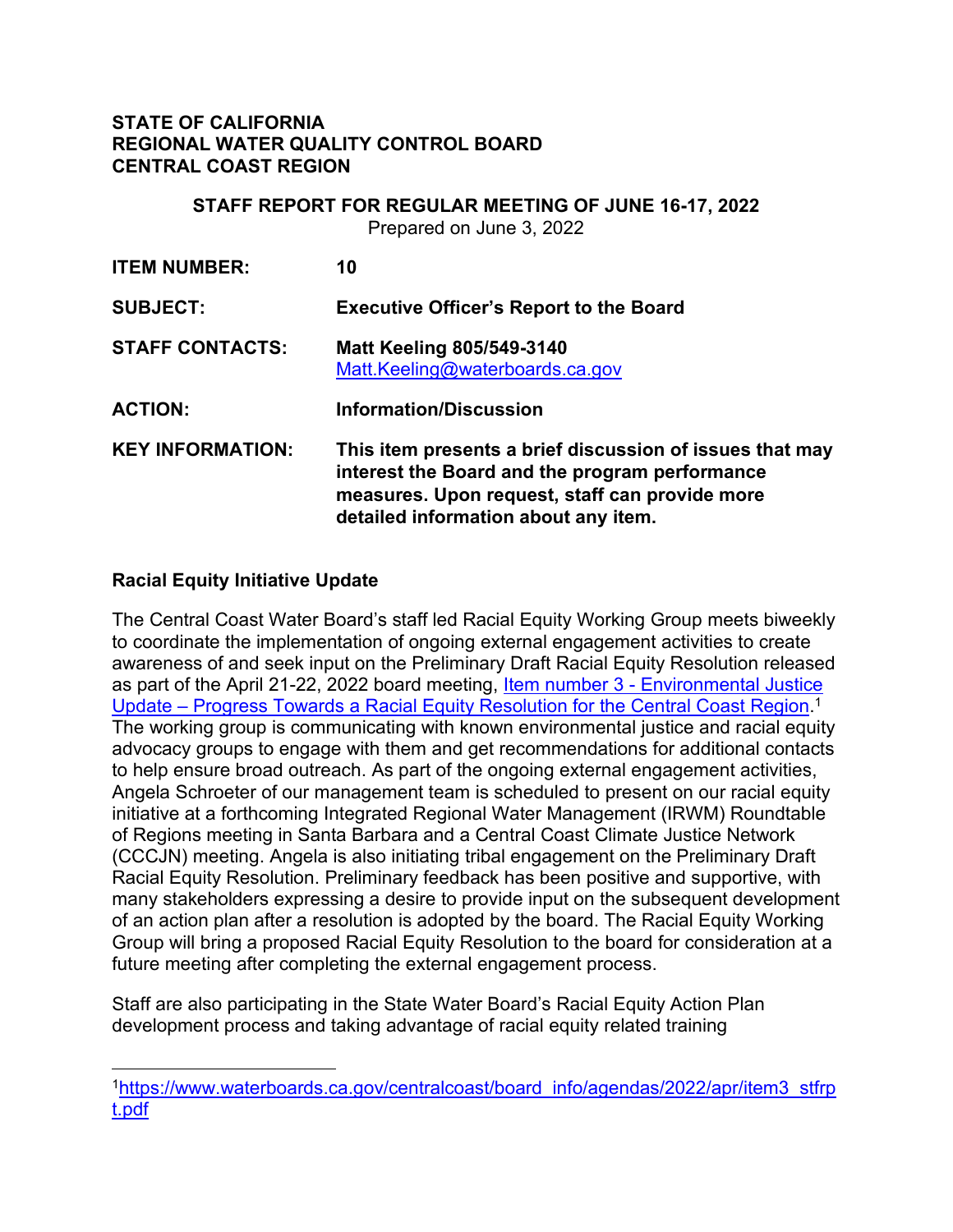**STATE OF CALIFORNIA**
**REGIONAL WATER QUALITY CONTROL BOARD**
**CENTRAL COAST REGION**

**STAFF REPORT FOR REGULAR MEETING OF JUNE 16-17, 2022**
Prepared on June 3, 2022

| | |
|---|---|
| **ITEM NUMBER:** | **10** |
| **SUBJECT:** | **Executive Officer's Report to the Board** |
| **STAFF CONTACTS:** | **Matt Keeling 805/549-3140** [Matt.Keeling@waterboards.ca.gov](mailto:Matt.Keeling@waterboards.ca.gov) |
| **ACTION:** | **Information/Discussion** |
| **KEY INFORMATION:** | **This item presents a brief discussion of issues that may interest the Board and the program performance measures. Upon request, staff can provide more detailed information about any item.** |

## Racial Equity Initiative Update

The Central Coast Water Board's staff led Racial Equity Working Group meets biweekly to coordinate the implementation of ongoing external engagement activities to create awareness of and seek input on the Preliminary Draft Racial Equity Resolution released as part of the April 21-22, 2022 board meeting, [Item number 3 - Environmental Justice Update – Progress Towards a Racial Equity Resolution for the Central Coast Region](https://www.waterboards.ca.gov/centralcoast/board_info/agendas/2022/apr/item3_stfrpt.pdf).[1] The working group is communicating with known environmental justice and racial equity advocacy groups to engage with them and get recommendations for additional contacts to help ensure broad outreach. As part of the ongoing external engagement activities, Angela Schroeter of our management team is scheduled to present on our racial equity initiative at a forthcoming Integrated Regional Water Management (IRWM) Roundtable of Regions meeting in Santa Barbara and a Central Coast Climate Justice Network (CCCJN) meeting. Angela is also initiating tribal engagement on the Preliminary Draft Racial Equity Resolution. Preliminary feedback has been positive and supportive, with many stakeholders expressing a desire to provide input on the subsequent development of an action plan after a resolution is adopted by the board. The Racial Equity Working Group will bring a proposed Racial Equity Resolution to the board for consideration at a future meeting after completing the external engagement process.

Staff are also participating in the State Water Board's Racial Equity Action Plan development process and taking advantage of racial equity related training

---

[1] https://www.waterboards.ca.gov/centralcoast/board_info/agendas/2022/apr/item3_stfrpt.pdf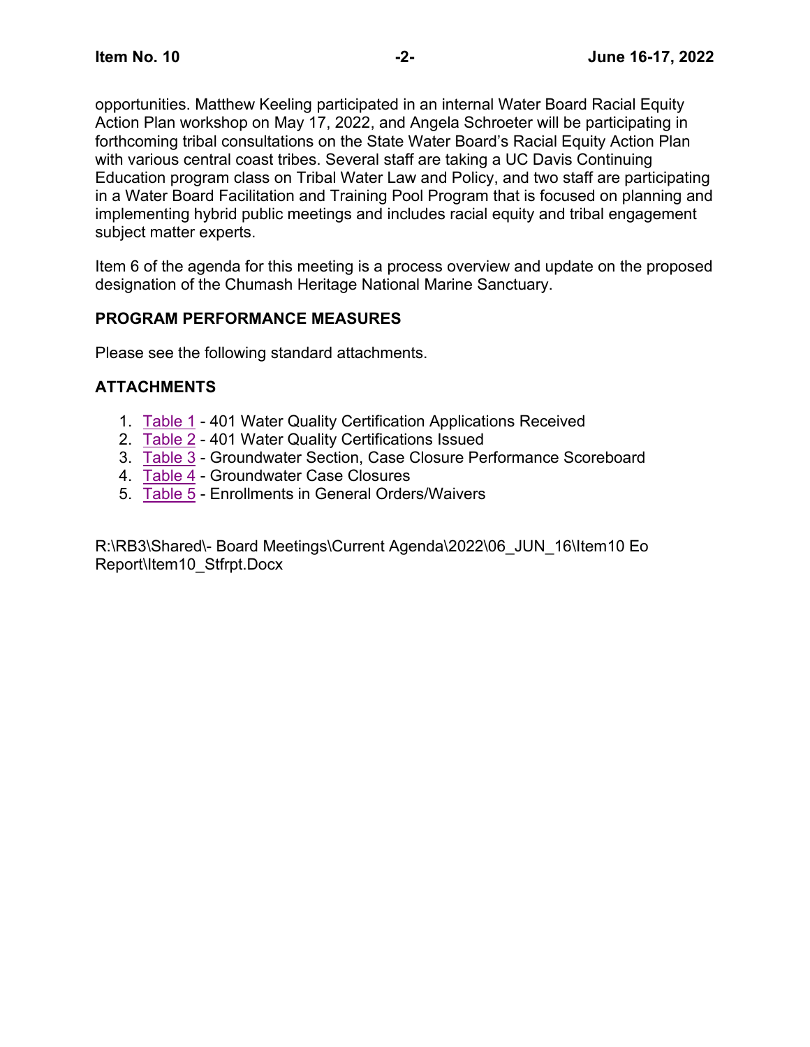opportunities. Matthew Keeling participated in an internal Water Board Racial Equity Action Plan workshop on May 17, 2022, and Angela Schroeter will be participating in forthcoming tribal consultations on the State Water Board's Racial Equity Action Plan with various central coast tribes. Several staff are taking a UC Davis Continuing Education program class on Tribal Water Law and Policy, and two staff are participating in a Water Board Facilitation and Training Pool Program that is focused on planning and implementing hybrid public meetings and includes racial equity and tribal engagement subject matter experts.

Item 6 of the agenda for this meeting is a process overview and update on the proposed designation of the Chumash Heritage National Marine Sanctuary.

## PROGRAM PERFORMANCE MEASURES

Please see the following standard attachments.

## ATTACHMENTS

1. Table 1 - 401 Water Quality Certification Applications Received
2. Table 2 - 401 Water Quality Certifications Issued
3. Table 3 - Groundwater Section, Case Closure Performance Scoreboard
4. Table 4 - Groundwater Case Closures
5. Table 5 - Enrollments in General Orders/Waivers

R:\RB3\Shared\- Board Meetings\Current Agenda\2022\06_JUN_16\Item10 Eo Report\Item10_Stfrpt.Docx